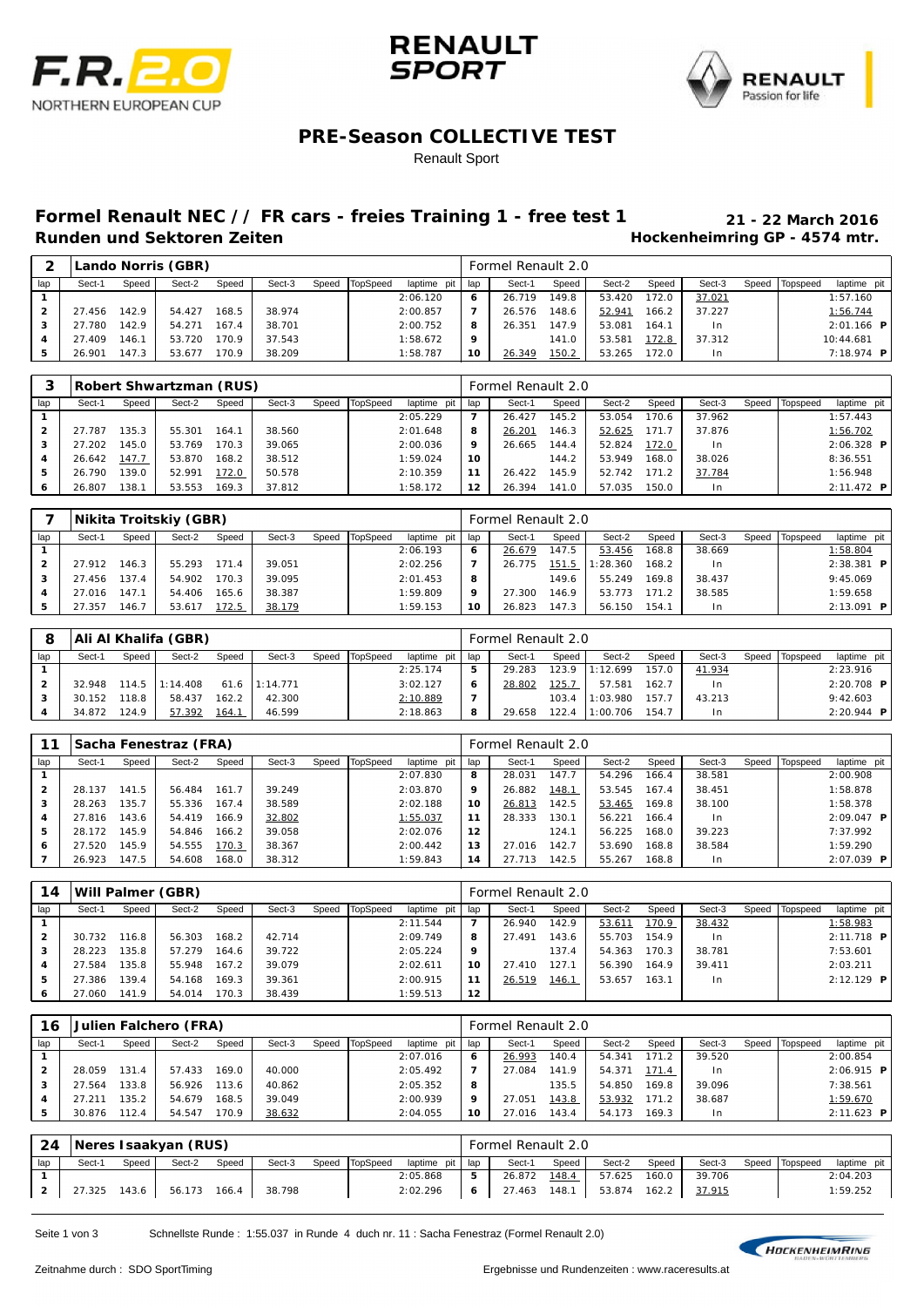# PRE-Season COLLECTIVE TEST

Renault Sport

## Formel Renault NEC // FR cars - freies Training 1 - free test 1

**Runden und Sektoren Zeiten**

**21 - 22 March 2016**
**Hockenheimring GP - 4574 mtr.**

| 2 | Lando Norris (GBR) | | | | | | | | Formel Renault 2.0 | | | | | | | | |
|---|---|---|---|---|---|---|---|---|---|---|---|---|---|---|---|---|---|
| lap | Sect-1 | Speed | Sect-2 | Speed | Sect-3 | Speed | TopSpeed | laptime pit | lap | Sect-1 | Speed | Sect-2 | Speed | Sect-3 | Speed | Topspeed | laptime pit |
| 1 | | | | | | | | 2:06.120 | 6 | 26.719 | 149.8 | 53.420 | 172.0 | 37.021 | | | 1:57.160 |
| 2 | 27.456 | 142.9 | 54.427 | 168.5 | 38.974 | | | 2:00.857 | 7 | 26.576 | 148.6 | 52.941 | 166.2 | 37.227 | | | 1:56.744 |
| 3 | 27.780 | 142.9 | 54.271 | 167.4 | 38.701 | | | 2:00.752 | 8 | 26.351 | 147.9 | 53.081 | 164.1 | In | | | 2:01.166 P |
| 4 | 27.409 | 146.1 | 53.720 | 170.9 | 37.543 | | | 1:58.672 | 9 | | 141.0 | 53.581 | 172.8 | 37.312 | | | 10:44.681 |
| 5 | 26.901 | 147.3 | 53.677 | 170.9 | 38.209 | | | 1:58.787 | 10 | 26.349 | 150.2 | 53.265 | 172.0 | In | | | 7:18.974 P |

| 3 | Robert Shwartzman (RUS) | | | | | | | | Formel Renault 2.0 | | | | | | | | |
|---|---|---|---|---|---|---|---|---|---|---|---|---|---|---|---|---|---|
| lap | Sect-1 | Speed | Sect-2 | Speed | Sect-3 | Speed | TopSpeed | laptime pit | lap | Sect-1 | Speed | Sect-2 | Speed | Sect-3 | Speed | Topspeed | laptime pit |
| 1 | | | | | | | | 2:05.229 | 7 | 26.427 | 145.2 | 53.054 | 170.6 | 37.962 | | | 1:57.443 |
| 2 | 27.787 | 135.3 | 55.301 | 164.1 | 38.560 | | | 2:01.648 | 8 | 26.201 | 146.3 | 52.625 | 171.7 | 37.876 | | | 1:56.702 |
| 3 | 27.202 | 145.0 | 53.769 | 170.3 | 39.065 | | | 2:00.036 | 9 | 26.665 | 144.4 | 52.824 | 172.0 | In | | | 2:06.328 P |
| 4 | 26.642 | 147.7 | 53.870 | 168.2 | 38.512 | | | 1:59.024 | 10 | | 144.2 | 53.949 | 168.0 | 38.026 | | | 8:36.551 |
| 5 | 26.790 | 139.0 | 52.991 | 172.0 | 50.578 | | | 2:10.359 | 11 | 26.422 | 145.9 | 52.742 | 171.2 | 37.784 | | | 1:56.948 |
| 6 | 26.807 | 138.1 | 53.553 | 169.3 | 37.812 | | | 1:58.172 | 12 | 26.394 | 141.0 | 57.035 | 150.0 | In | | | 2:11.472 P |

| 7 | Nikita Troitskiy (GBR) | | | | | | | | Formel Renault 2.0 | | | | | | | | |
|---|---|---|---|---|---|---|---|---|---|---|---|---|---|---|---|---|---|
| lap | Sect-1 | Speed | Sect-2 | Speed | Sect-3 | Speed | TopSpeed | laptime pit | lap | Sect-1 | Speed | Sect-2 | Speed | Sect-3 | Speed | Topspeed | laptime pit |
| 1 | | | | | | | | 2:06.193 | 6 | 26.679 | 147.5 | 53.456 | 168.8 | 38.669 | | | 1:58.804 |
| 2 | 27.912 | 146.3 | 55.293 | 171.4 | 39.051 | | | 2:02.256 | 7 | 26.775 | 151.5 | 1:28.360 | 168.2 | In | | | 2:38.381 P |
| 3 | 27.456 | 137.4 | 54.902 | 170.3 | 39.095 | | | 2:01.453 | 8 | | 149.6 | 55.249 | 169.8 | 38.437 | | | 9:45.069 |
| 4 | 27.016 | 147.1 | 54.406 | 165.6 | 38.387 | | | 1:59.809 | 9 | 27.300 | 146.9 | 53.773 | 171.2 | 38.585 | | | 1:59.658 |
| 5 | 27.357 | 146.7 | 53.617 | 172.5 | 38.179 | | | 1:59.153 | 10 | 26.823 | 147.3 | 56.150 | 154.1 | In | | | 2:13.091 P |

| 8 | Ali Al Khalifa (GBR) | | | | | | | | Formel Renault 2.0 | | | | | | | | |
|---|---|---|---|---|---|---|---|---|---|---|---|---|---|---|---|---|---|
| lap | Sect-1 | Speed | Sect-2 | Speed | Sect-3 | Speed | TopSpeed | laptime pit | lap | Sect-1 | Speed | Sect-2 | Speed | Sect-3 | Speed | Topspeed | laptime pit |
| 1 | | | | | | | | 2:25.174 | 5 | 29.283 | 123.9 | 1:12.699 | 157.0 | 41.934 | | | 2:23.916 |
| 2 | 32.948 | 114.5 | 1:14.408 | 61.6 | 1:14.771 | | | 3:02.127 | 6 | 28.802 | 125.7 | 57.581 | 162.7 | In | | | 2:20.708 P |
| 3 | 30.152 | 118.8 | 58.437 | 162.2 | 42.300 | | | 2:10.889 | 7 | | 103.4 | 1:03.980 | 157.7 | 43.213 | | | 9:42.603 |
| 4 | 34.872 | 124.9 | 57.392 | 164.1 | 46.599 | | | 2:18.863 | 8 | 29.658 | 122.4 | 1:00.706 | 154.7 | In | | | 2:20.944 P |

| 11 | Sacha Fenestraz (FRA) | | | | | | | | Formel Renault 2.0 | | | | | | | | |
|---|---|---|---|---|---|---|---|---|---|---|---|---|---|---|---|---|---|
| lap | Sect-1 | Speed | Sect-2 | Speed | Sect-3 | Speed | TopSpeed | laptime pit | lap | Sect-1 | Speed | Sect-2 | Speed | Sect-3 | Speed | Topspeed | laptime pit |
| 1 | | | | | | | | 2:07.830 | 8 | 28.031 | 147.7 | 54.296 | 166.4 | 38.581 | | | 2:00.908 |
| 2 | 28.137 | 141.5 | 56.484 | 161.7 | 39.249 | | | 2:03.870 | 9 | 26.882 | 148.1 | 53.545 | 167.4 | 38.451 | | | 1:58.878 |
| 3 | 28.263 | 135.7 | 55.336 | 167.4 | 38.589 | | | 2:02.188 | 10 | 26.813 | 142.5 | 53.465 | 169.8 | 38.100 | | | 1:58.378 |
| 4 | 27.816 | 143.6 | 54.419 | 166.9 | 32.802 | | | 1:55.037 | 11 | 28.333 | 130.1 | 56.221 | 166.4 | In | | | 2:09.047 P |
| 5 | 28.172 | 145.9 | 54.846 | 166.2 | 39.058 | | | 2:02.076 | 12 | | 124.1 | 56.225 | 168.0 | 39.223 | | | 7:37.992 |
| 6 | 27.520 | 145.9 | 54.555 | 170.3 | 38.367 | | | 2:00.442 | 13 | 27.016 | 142.7 | 53.690 | 168.8 | 38.584 | | | 1:59.290 |
| 7 | 26.923 | 147.5 | 54.608 | 168.0 | 38.312 | | | 1:59.843 | 14 | 27.713 | 142.5 | 55.267 | 168.8 | In | | | 2:07.039 P |

| 14 | Will Palmer (GBR) | | | | | | | | Formel Renault 2.0 | | | | | | | | |
|---|---|---|---|---|---|---|---|---|---|---|---|---|---|---|---|---|---|
| lap | Sect-1 | Speed | Sect-2 | Speed | Sect-3 | Speed | TopSpeed | laptime pit | lap | Sect-1 | Speed | Sect-2 | Speed | Sect-3 | Speed | Topspeed | laptime pit |
| 1 | | | | | | | | 2:11.544 | 7 | 26.940 | 142.9 | 53.611 | 170.9 | 38.432 | | | 1:58.983 |
| 2 | 30.732 | 116.8 | 56.303 | 168.2 | 42.714 | | | 2:09.749 | 8 | 27.491 | 143.6 | 55.703 | 154.9 | In | | | 2:11.718 P |
| 3 | 28.223 | 135.8 | 57.279 | 164.6 | 39.722 | | | 2:05.224 | 9 | | 137.4 | 54.363 | 170.3 | 38.781 | | | 7:53.601 |
| 4 | 27.584 | 135.8 | 55.948 | 167.2 | 39.079 | | | 2:02.611 | 10 | 27.410 | 127.1 | 56.390 | 164.9 | 39.411 | | | 2:03.211 |
| 5 | 27.386 | 139.4 | 54.168 | 169.3 | 39.361 | | | 2:00.915 | 11 | 26.519 | 146.1 | 53.657 | 163.1 | In | | | 2:12.129 P |
| 6 | 27.060 | 141.9 | 54.014 | 170.3 | 38.439 | | | 1:59.513 | 12 | | | | | | | | |

| 16 | Julien Falchero (FRA) | | | | | | | | Formel Renault 2.0 | | | | | | | | |
|---|---|---|---|---|---|---|---|---|---|---|---|---|---|---|---|---|---|
| lap | Sect-1 | Speed | Sect-2 | Speed | Sect-3 | Speed | TopSpeed | laptime pit | lap | Sect-1 | Speed | Sect-2 | Speed | Sect-3 | Speed | Topspeed | laptime pit |
| 1 | | | | | | | | 2:07.016 | 6 | 26.993 | 140.4 | 54.341 | 171.2 | 39.520 | | | 2:00.854 |
| 2 | 28.059 | 131.4 | 57.433 | 169.0 | 40.000 | | | 2:05.492 | 7 | 27.084 | 141.9 | 54.371 | 171.4 | In | | | 2:06.915 P |
| 3 | 27.564 | 133.8 | 56.926 | 113.6 | 40.862 | | | 2:05.352 | 8 | | 135.5 | 54.850 | 169.8 | 39.096 | | | 7:38.561 |
| 4 | 27.211 | 135.2 | 54.679 | 168.5 | 39.049 | | | 2:00.939 | 9 | 27.051 | 143.8 | 53.932 | 171.2 | 38.687 | | | 1:59.670 |
| 5 | 30.876 | 112.4 | 54.547 | 170.9 | 38.632 | | | 2:04.055 | 10 | 27.016 | 143.4 | 54.173 | 169.3 | In | | | 2:11.623 P |

| 24 | Neres Isaakyan (RUS) | | | | | | | | Formel Renault 2.0 | | | | | | | | |
|---|---|---|---|---|---|---|---|---|---|---|---|---|---|---|---|---|---|
| lap | Sect-1 | Speed | Sect-2 | Speed | Sect-3 | Speed | TopSpeed | laptime pit | lap | Sect-1 | Speed | Sect-2 | Speed | Sect-3 | Speed | Topspeed | laptime pit |
| 1 | | | | | | | | 2:05.868 | 5 | 26.872 | 148.4 | 57.625 | 160.0 | 39.706 | | | 2:04.203 |
| 2 | 27.325 | 143.6 | 56.173 | 166.4 | 38.798 | | | 2:02.296 | 6 | 27.463 | 148.1 | 53.874 | 162.2 | 37.915 | | | 1:59.252 |

Schnellste Runde : 1:55.037 in Runde 4 duch nr. 11 : Sacha Fenestraz (Formel Renault 2.0)

Zeitnahme durch : SDO SportTiming

Ergebnisse und Rundenzeiten : www.raceresults.at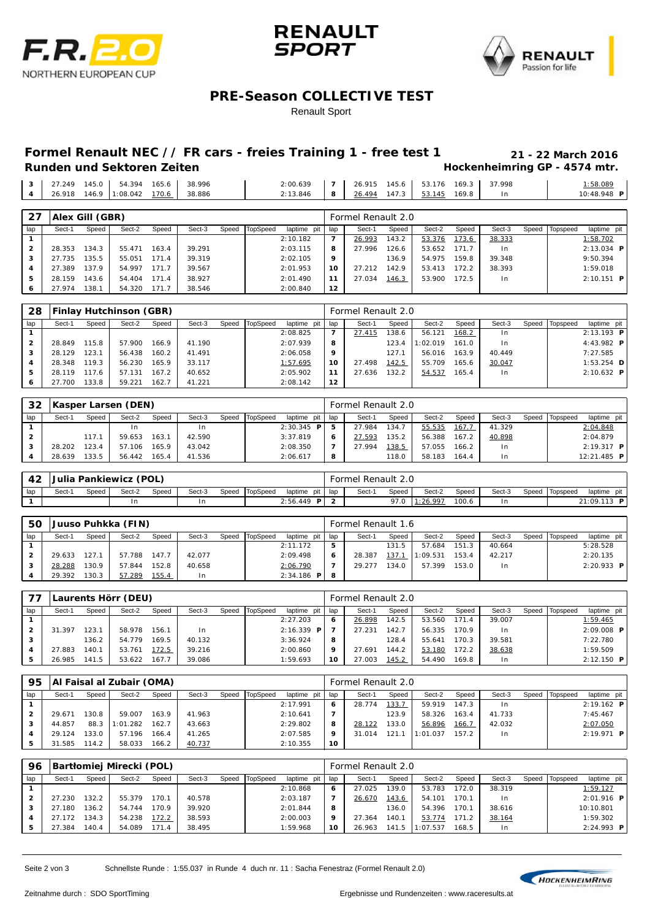## PRE-Season COLLECTIVE TEST

Renault Sport

### Formel Renault NEC // FR cars - freies Training 1 - free test 1

**Runden und Sektoren Zeiten**

**21 - 22 March 2016**

**Hockenheimring GP - 4574 mtr.**

| lap | Sect-1 | Speed | Sect-2 | Speed | Sect-3 | Speed | TopSpeed | laptime pit | lap | Sect-1 | Speed | Sect-2 | Speed | Sect-3 | Speed | Topspeed | laptime pit |
|---|---|---|---|---|---|---|---|---|---|---|---|---|---|---|---|---|---|
| 3 | 27.249 | 145.0 | 54.394 | 165.6 | 38.996 | | | 2:00.639 | 7 | 26.915 | 145.6 | 53.176 | 169.3 | 37.998 | | | 1:58.089 |
| 4 | 26.918 | 146.9 | 1:08.042 | 170.6 | 38.886 | | | 2:13.846 | 8 | 26.494 | 147.3 | 53.145 | 169.8 | In | | | 10:48.948 P |

**27 Alex Gill (GBR)** — Formel Renault 2.0

| lap | Sect-1 | Speed | Sect-2 | Speed | Sect-3 | Speed | TopSpeed | laptime pit | lap | Sect-1 | Speed | Sect-2 | Speed | Sect-3 | Speed | Topspeed | laptime pit |
|---|---|---|---|---|---|---|---|---|---|---|---|---|---|---|---|---|---|
| 1 | | | | | | | | 2:10.182 | 7 | 26.993 | 143.2 | 53.376 | 173.6 | 38.333 | | | 1:58.702 |
| 2 | 28.353 | 134.3 | 55.471 | 163.4 | 39.291 | | | 2:03.115 | 8 | 27.996 | 126.6 | 53.652 | 171.7 | In | | | 2:13.034 P |
| 3 | 27.735 | 135.5 | 55.051 | 171.4 | 39.319 | | | 2:02.105 | 9 | | 136.9 | 54.975 | 159.8 | 39.348 | | | 9:50.394 |
| 4 | 27.389 | 137.9 | 54.997 | 171.7 | 39.567 | | | 2:01.953 | 10 | 27.212 | 142.9 | 53.413 | 172.2 | 38.393 | | | 1:59.018 |
| 5 | 28.159 | 143.6 | 54.404 | 171.4 | 38.927 | | | 2:01.490 | 11 | 27.034 | 146.3 | 53.900 | 172.5 | In | | | 2:10.151 P |
| 6 | 27.974 | 138.1 | 54.320 | 171.7 | 38.546 | | | 2:00.840 | 12 | | | | | | | | |

**28 Finlay Hutchinson (GBR)** — Formel Renault 2.0

| lap | Sect-1 | Speed | Sect-2 | Speed | Sect-3 | Speed | TopSpeed | laptime pit | lap | Sect-1 | Speed | Sect-2 | Speed | Sect-3 | Speed | Topspeed | laptime pit |
|---|---|---|---|---|---|---|---|---|---|---|---|---|---|---|---|---|---|
| 1 | | | | | | | | 2:08.825 | 7 | 27.415 | 138.6 | 56.121 | 168.2 | In | | | 2:13.193 P |
| 2 | 28.849 | 115.8 | 57.900 | 166.9 | 41.190 | | | 2:07.939 | 8 | | 123.4 | 1:02.019 | 161.0 | In | | | 4:43.982 P |
| 3 | 28.129 | 123.1 | 56.438 | 160.2 | 41.491 | | | 2:06.058 | 9 | | 127.1 | 56.016 | 163.9 | 40.449 | | | 7:27.585 |
| 4 | 28.348 | 119.3 | 56.230 | 165.9 | 33.117 | | | 1:57.695 | 10 | 27.498 | 142.5 | 55.709 | 165.6 | 30.047 | | | 1:53.254 D |
| 5 | 28.119 | 117.6 | 57.131 | 167.2 | 40.652 | | | 2:05.902 | 11 | 27.636 | 132.2 | 54.537 | 165.4 | In | | | 2:10.632 P |
| 6 | 27.700 | 133.8 | 59.221 | 162.7 | 41.221 | | | 2:08.142 | 12 | | | | | | | | |

**32 Kasper Larsen (DEN)** — Formel Renault 2.0

| lap | Sect-1 | Speed | Sect-2 | Speed | Sect-3 | Speed | TopSpeed | laptime pit | lap | Sect-1 | Speed | Sect-2 | Speed | Sect-3 | Speed | Topspeed | laptime pit |
|---|---|---|---|---|---|---|---|---|---|---|---|---|---|---|---|---|---|
| 1 | | | In | | In | | | 2:30.345 P | 5 | 27.984 | 134.7 | 55.535 | 167.7 | 41.329 | | | 2:04.848 |
| 2 | | 117.1 | 59.653 | 163.1 | 42.590 | | | 3:37.819 | 6 | 27.593 | 135.2 | 56.388 | 167.2 | 40.898 | | | 2:04.879 |
| 3 | 28.202 | 123.4 | 57.106 | 165.9 | 43.042 | | | 2:08.350 | 7 | 27.994 | 138.5 | 57.055 | 166.2 | In | | | 2:19.317 P |
| 4 | 28.639 | 133.5 | 56.442 | 165.4 | 41.536 | | | 2:06.617 | 8 | | 118.0 | 58.183 | 164.4 | In | | | 12:21.485 P |

**42 Julia Pankiewicz (POL)** — Formel Renault 2.0

| lap | Sect-1 | Speed | Sect-2 | Speed | Sect-3 | Speed | TopSpeed | laptime pit | lap | Sect-1 | Speed | Sect-2 | Speed | Sect-3 | Speed | Topspeed | laptime pit |
|---|---|---|---|---|---|---|---|---|---|---|---|---|---|---|---|---|---|
| 1 | | | In | | In | | | 2:56.449 P | 2 | | 97.0 | 1:26.997 | 100.6 | In | | | 21:09.113 P |

**50 Juuso Puhkka (FIN)** — Formel Renault 1.6

| lap | Sect-1 | Speed | Sect-2 | Speed | Sect-3 | Speed | TopSpeed | laptime pit | lap | Sect-1 | Speed | Sect-2 | Speed | Sect-3 | Speed | Topspeed | laptime pit |
|---|---|---|---|---|---|---|---|---|---|---|---|---|---|---|---|---|---|
| 1 | | | | | | | | 2:11.172 | 5 | | 131.5 | 57.684 | 151.3 | 40.664 | | | 5:28.528 |
| 2 | 29.633 | 127.1 | 57.788 | 147.7 | 42.077 | | | 2:09.498 | 6 | 28.387 | 137.1 | 1:09.531 | 153.4 | 42.217 | | | 2:20.135 |
| 3 | 28.288 | 130.9 | 57.844 | 152.8 | 40.658 | | | 2:06.790 | 7 | 29.277 | 134.0 | 57.399 | 153.0 | In | | | 2:20.933 P |
| 4 | 29.392 | 130.3 | 57.289 | 155.4 | In | | | 2:34.186 P | 8 | | | | | | | | |

**77 Laurents Hörr (DEU)** — Formel Renault 2.0

| lap | Sect-1 | Speed | Sect-2 | Speed | Sect-3 | Speed | TopSpeed | laptime pit | lap | Sect-1 | Speed | Sect-2 | Speed | Sect-3 | Speed | Topspeed | laptime pit |
|---|---|---|---|---|---|---|---|---|---|---|---|---|---|---|---|---|---|
| 1 | | | | | | | | 2:27.203 | 6 | 26.898 | 142.5 | 53.560 | 171.4 | 39.007 | | | 1:59.465 |
| 2 | 31.397 | 123.1 | 58.978 | 156.1 | In | | | 2:16.339 P | 7 | 27.231 | 142.7 | 56.335 | 170.9 | In | | | 2:09.008 P |
| 3 | | 136.2 | 54.779 | 169.5 | 40.132 | | | 3:36.924 | 8 | | 128.4 | 55.641 | 170.3 | 39.581 | | | 7:22.780 |
| 4 | 27.883 | 140.1 | 53.761 | 172.5 | 39.216 | | | 2:00.860 | 9 | 27.691 | 144.2 | 53.180 | 172.2 | 38.638 | | | 1:59.509 |
| 5 | 26.985 | 141.5 | 53.622 | 167.7 | 39.086 | | | 1:59.693 | 10 | 27.003 | 145.2 | 54.490 | 169.8 | In | | | 2:12.150 P |

**95 Al Faisal al Zubair (OMA)** — Formel Renault 2.0

| lap | Sect-1 | Speed | Sect-2 | Speed | Sect-3 | Speed | TopSpeed | laptime pit | lap | Sect-1 | Speed | Sect-2 | Speed | Sect-3 | Speed | Topspeed | laptime pit |
|---|---|---|---|---|---|---|---|---|---|---|---|---|---|---|---|---|---|
| 1 | | | | | | | | 2:17.991 | 6 | 28.774 | 133.7 | 59.919 | 147.3 | In | | | 2:19.162 P |
| 2 | 29.671 | 130.8 | 59.007 | 163.9 | 41.963 | | | 2:10.641 | 7 | | 123.9 | 58.326 | 163.4 | 41.733 | | | 7:45.467 |
| 3 | 44.857 | 88.3 | 1:01.282 | 162.7 | 43.663 | | | 2:29.802 | 8 | 28.122 | 133.0 | 56.896 | 166.7 | 42.032 | | | 2:07.050 |
| 4 | 29.124 | 133.0 | 57.196 | 166.4 | 41.265 | | | 2:07.585 | 9 | 31.014 | 121.1 | 1:01.037 | 157.2 | In | | | 2:19.971 P |
| 5 | 31.585 | 114.2 | 58.033 | 166.2 | 40.737 | | | 2:10.355 | 10 | | | | | | | | |

**96 Bartłomiej Mirecki (POL)** — Formel Renault 2.0

| lap | Sect-1 | Speed | Sect-2 | Speed | Sect-3 | Speed | TopSpeed | laptime pit | lap | Sect-1 | Speed | Sect-2 | Speed | Sect-3 | Speed | Topspeed | laptime pit |
|---|---|---|---|---|---|---|---|---|---|---|---|---|---|---|---|---|---|
| 1 | | | | | | | | 2:10.868 | 6 | 27.025 | 139.0 | 53.783 | 172.0 | 38.319 | | | 1:59.127 |
| 2 | 27.230 | 132.2 | 55.379 | 170.1 | 40.578 | | | 2:03.187 | 7 | 26.670 | 143.6 | 54.101 | 170.1 | In | | | 2:01.916 P |
| 3 | 27.180 | 136.2 | 54.744 | 170.9 | 39.920 | | | 2:01.844 | 8 | | 136.0 | 54.396 | 170.1 | 38.616 | | | 10:10.801 |
| 4 | 27.172 | 134.3 | 54.238 | 172.2 | 38.593 | | | 2:00.003 | 9 | 27.364 | 140.1 | 53.774 | 171.2 | 38.164 | | | 1:59.302 |
| 5 | 27.384 | 140.4 | 54.089 | 171.4 | 38.495 | | | 1:59.968 | 10 | 26.963 | 141.5 | 1:07.537 | 168.5 | In | | | 2:24.993 P |

Schnellste Runde : 1:55.037 in Runde 4 duch nr. 11 : Sacha Fenestraz (Formel Renault 2.0)

Zeitnahme durch : SDO SportTiming

Ergebnisse und Rundenzeiten : www.raceresults.at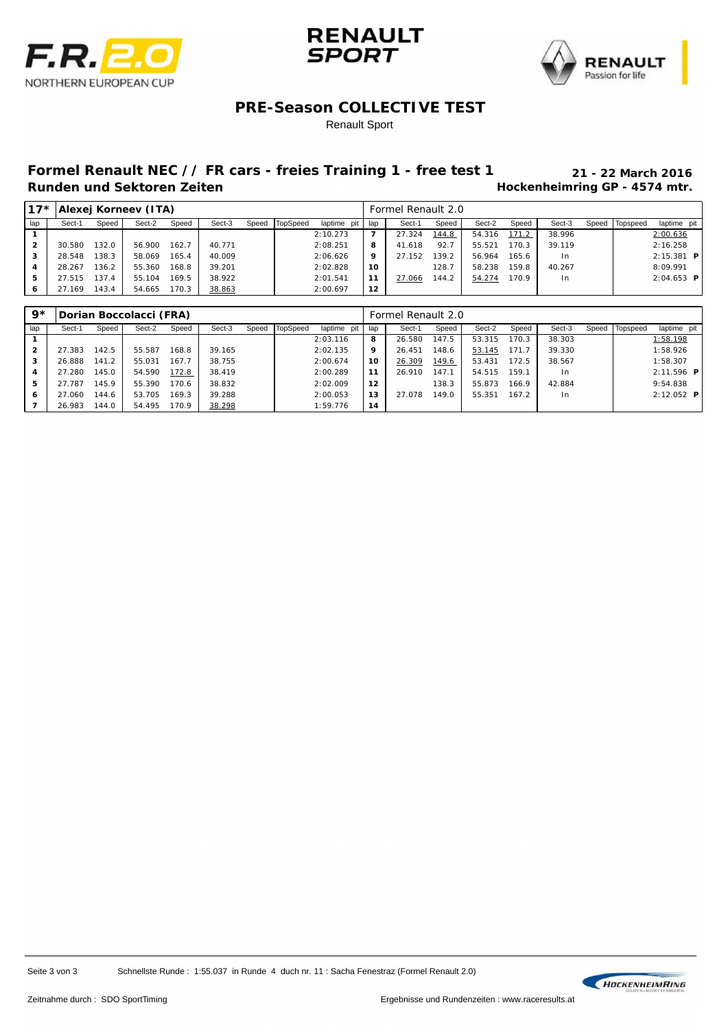## PRE-Season COLLECTIVE TEST

Renault Sport

## Formel Renault NEC // FR cars - freies Training 1 - free test 1

**Runden und Sektoren Zeiten**

**21 - 22 March 2016**

**Hockenheimring GP - 4574 mtr.**

| 17* | Alexej Korneev (ITA) | | | | | | | | | Formel Renault 2.0 | | | | | | | | | |
|---|---|---|---|---|---|---|---|---|---|---|---|---|---|---|---|---|---|---|---|
| lap | Sect-1 | Speed | Sect-2 | Speed | Sect-3 | Speed | TopSpeed | laptime | pit | lap | Sect-1 | Speed | Sect-2 | Speed | Sect-3 | Speed | Topspeed | laptime | pit |
| 1 | | | | | | | | 2:10.273 | | 7 | 27.324 | 144.8 | 54.316 | 171.2 | 38.996 | | | 2:00.636 | |
| 2 | 30.580 | 132.0 | 56.900 | 162.7 | 40.771 | | | 2:08.251 | | 8 | 41.618 | 92.7 | 55.521 | 170.3 | 39.119 | | | 2:16.258 | |
| 3 | 28.548 | 138.3 | 58.069 | 165.4 | 40.009 | | | 2:06.626 | | 9 | 27.152 | 139.2 | 56.964 | 165.6 | In | | | 2:15.381 | P |
| 4 | 28.267 | 136.2 | 55.360 | 168.8 | 39.201 | | | 2:02.828 | | 10 | | 128.7 | 58.238 | 159.8 | 40.267 | | | 8:09.991 | |
| 5 | 27.515 | 137.4 | 55.104 | 169.5 | 38.922 | | | 2:01.541 | | 11 | 27.066 | 144.2 | 54.274 | 170.9 | In | | | 2:04.653 | P |
| 6 | 27.169 | 143.4 | 54.665 | 170.3 | 38.863 | | | 2:00.697 | | 12 | | | | | | | | | |

| 9* | Dorian Boccolacci (FRA) | | | | | | | | | Formel Renault 2.0 | | | | | | | | | |
|---|---|---|---|---|---|---|---|---|---|---|---|---|---|---|---|---|---|---|---|
| lap | Sect-1 | Speed | Sect-2 | Speed | Sect-3 | Speed | TopSpeed | laptime | pit | lap | Sect-1 | Speed | Sect-2 | Speed | Sect-3 | Speed | Topspeed | laptime | pit |
| 1 | | | | | | | | 2:03.116 | | 8 | 26.580 | 147.5 | 53.315 | 170.3 | 38.303 | | | 1:58.198 | |
| 2 | 27.383 | 142.5 | 55.587 | 168.8 | 39.165 | | | 2:02.135 | | 9 | 26.451 | 148.6 | 53.145 | 171.7 | 39.330 | | | 1:58.926 | |
| 3 | 26.888 | 141.2 | 55.031 | 167.7 | 38.755 | | | 2:00.674 | | 10 | 26.309 | 149.6 | 53.431 | 172.5 | 38.567 | | | 1:58.307 | |
| 4 | 27.280 | 145.0 | 54.590 | 172.8 | 38.419 | | | 2:00.289 | | 11 | 26.910 | 147.1 | 54.515 | 159.1 | In | | | 2:11.596 | P |
| 5 | 27.787 | 145.9 | 55.390 | 170.6 | 38.832 | | | 2:02.009 | | 12 | | 138.3 | 55.873 | 166.9 | 42.884 | | | 9:54.838 | |
| 6 | 27.060 | 144.6 | 53.705 | 169.3 | 39.288 | | | 2:00.053 | | 13 | 27.078 | 149.0 | 55.351 | 167.2 | In | | | 2:12.052 | P |
| 7 | 26.983 | 144.0 | 54.495 | 170.9 | 38.298 | | | 1:59.776 | | 14 | | | | | | | | | |

Schnellste Runde : 1:55.037 in Runde 4 duch nr. 11 : Sacha Fenestraz (Formel Renault 2.0)

Zeitnahme durch : SDO SportTiming

Ergebnisse und Rundenzeiten : www.raceresults.at